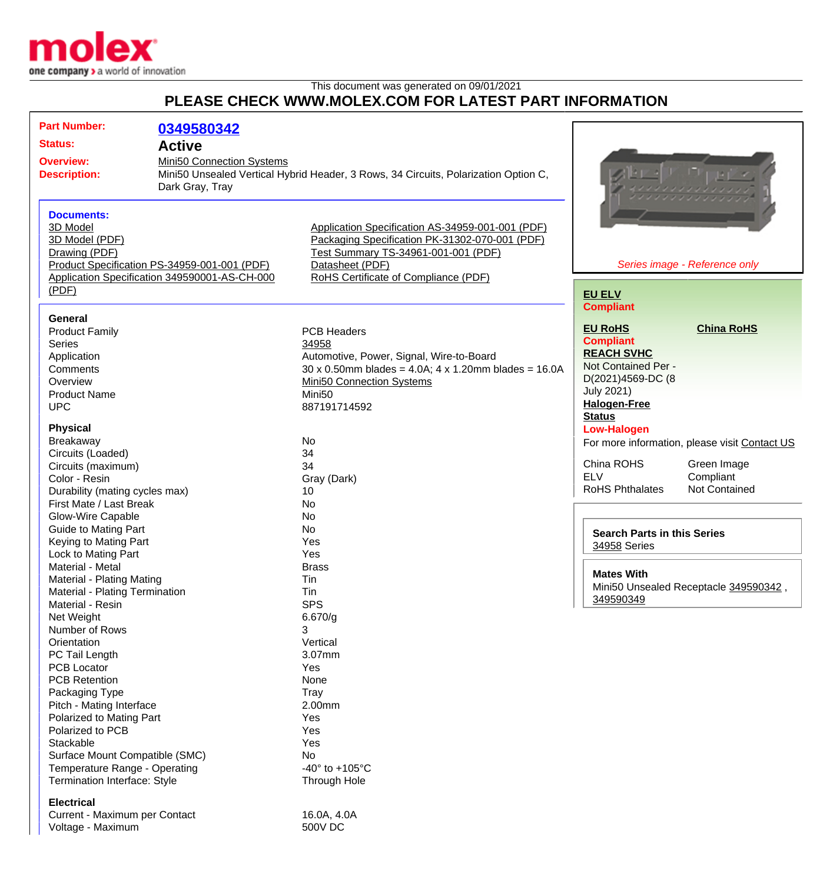This document was generated on 09/01/2021

# PLEASE CHECK WWW.MOLEX.COM FOR LATEST PART INFORMATION

| | |
|---|---|
| **Part Number:** | **0349580342** |
| **Status:** | **Active** |
| **Overview:** | Mini50 Connection Systems |
| **Description:** | Mini50 Unsealed Vertical Hybrid Header, 3 Rows, 34 Circuits, Polarization Option C, Dark Gray, Tray |

*Series image - Reference only*

**Documents:**

- 3D Model
- 3D Model (PDF)
- Drawing (PDF)
- Product Specification PS-34959-001-001 (PDF)
- Application Specification 349590001-AS-CH-000 (PDF)
- Application Specification AS-34959-001-001 (PDF)
- Packaging Specification PK-31302-070-001 (PDF)
- Test Summary TS-34961-001-001 (PDF)
- Datasheet (PDF)
- RoHS Certificate of Compliance (PDF)

**EU ELV**
**Compliant**

**EU RoHS** | **China RoHS**
**Compliant**

**REACH SVHC**
Not Contained Per - D(2021)4569-DC (8 July 2021)

**Halogen-Free Status**
**Low-Halogen**

For more information, please visit Contact US

| | |
|---|---|
| China ROHS | Green Image |
| ELV | Compliant |
| RoHS Phthalates | Not Contained |

**Search Parts in this Series**
34958 Series

**Mates With**
Mini50 Unsealed Receptacle 349590342 , 349590349

### General

| | |
|---|---|
| Product Family | PCB Headers |
| Series | 34958 |
| Application | Automotive, Power, Signal, Wire-to-Board |
| Comments | 30 x 0.50mm blades = 4.0A; 4 x 1.20mm blades = 16.0A |
| Overview | Mini50 Connection Systems |
| Product Name | Mini50 |
| UPC | 887191714592 |

### Physical

| | |
|---|---|
| Breakaway | No |
| Circuits (Loaded) | 34 |
| Circuits (maximum) | 34 |
| Color - Resin | Gray (Dark) |
| Durability (mating cycles max) | 10 |
| First Mate / Last Break | No |
| Glow-Wire Capable | No |
| Guide to Mating Part | No |
| Keying to Mating Part | Yes |
| Lock to Mating Part | Yes |
| Material - Metal | Brass |
| Material - Plating Mating | Tin |
| Material - Plating Termination | Tin |
| Material - Resin | SPS |
| Net Weight | 6.670/g |
| Number of Rows | 3 |
| Orientation | Vertical |
| PC Tail Length | 3.07mm |
| PCB Locator | Yes |
| PCB Retention | None |
| Packaging Type | Tray |
| Pitch - Mating Interface | 2.00mm |
| Polarized to Mating Part | Yes |
| Polarized to PCB | Yes |
| Stackable | Yes |
| Surface Mount Compatible (SMC) | No |
| Temperature Range - Operating | -40° to +105°C |
| Termination Interface: Style | Through Hole |

### Electrical

| | |
|---|---|
| Current - Maximum per Contact | 16.0A, 4.0A |
| Voltage - Maximum | 500V DC |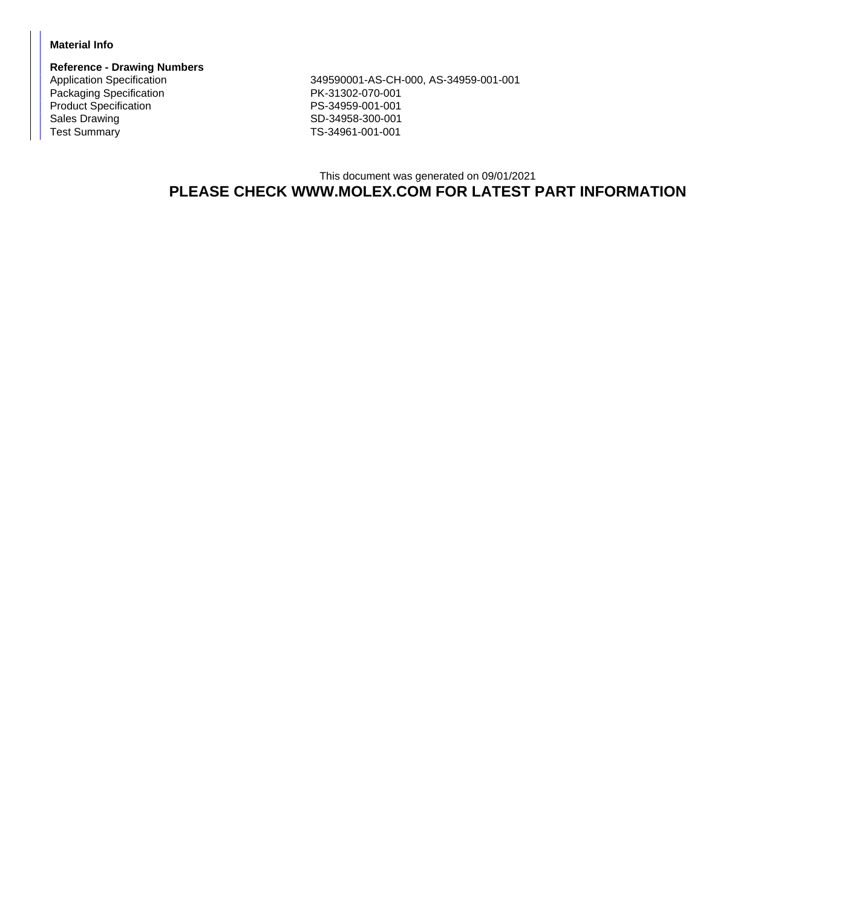**Material Info**

**Reference - Drawing Numbers**

| | |
|---|---|
| Application Specification | 349590001-AS-CH-000, AS-34959-001-001 |
| Packaging Specification | PK-31302-070-001 |
| Product Specification | PS-34959-001-001 |
| Sales Drawing | SD-34958-300-001 |
| Test Summary | TS-34961-001-001 |

This document was generated on 09/01/2021

**PLEASE CHECK WWW.MOLEX.COM FOR LATEST PART INFORMATION**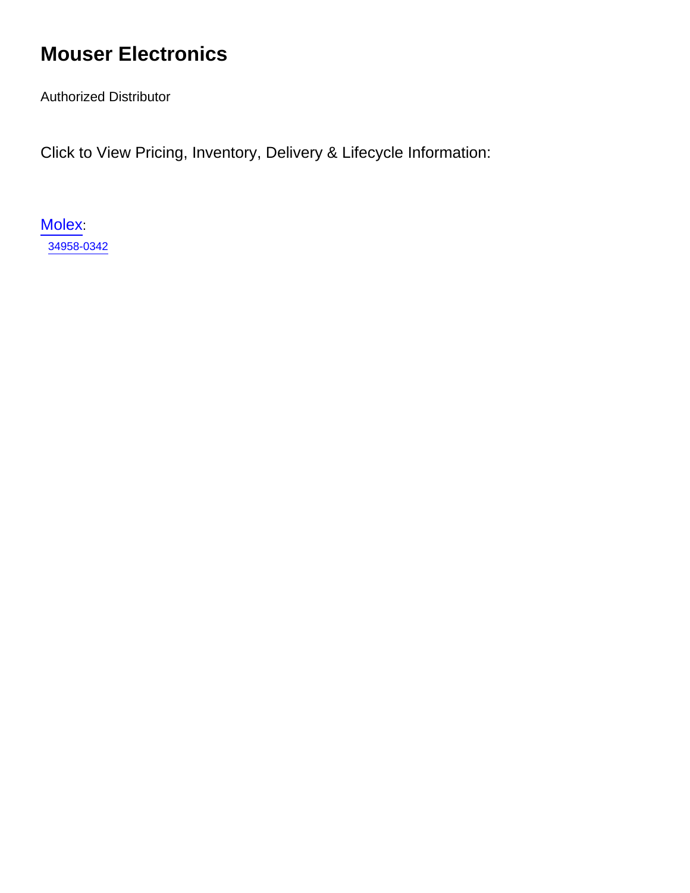# Mouser Electronics

Authorized Distributor

Click to View Pricing, Inventory, Delivery & Lifecycle Information:

Molex:

34958-0342